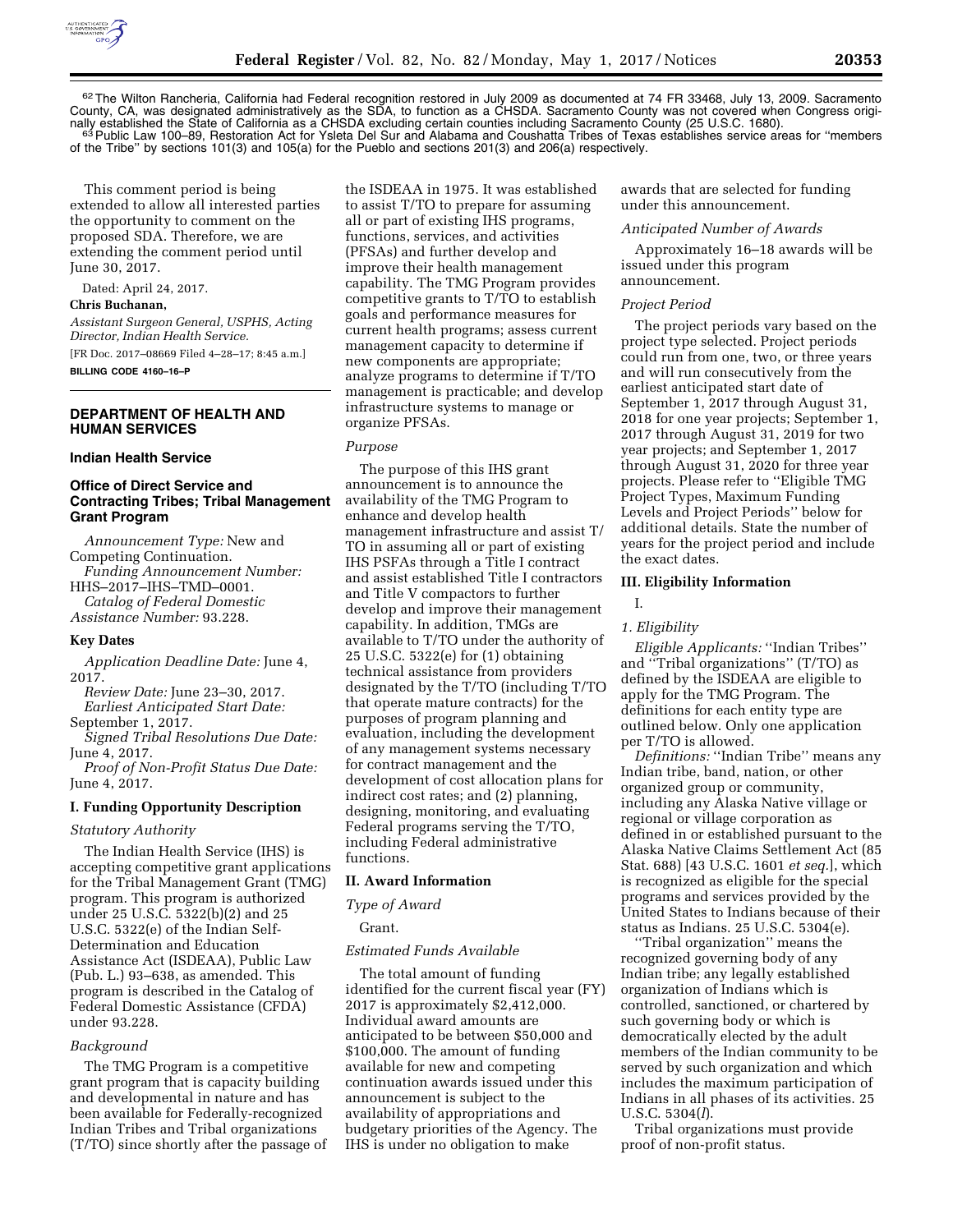[62] The Wilton Rancheria, California had Federal recognition restored in July 2009 as documented at 74 FR 33468, July 13, 2009. Sacramento County, CA, was designated administratively as the SDA, to function as a CHSDA. Sacramento County was not covered when Congress originally established the State of California as a CHSDA excluding certain counties including Sacramento County (25 U.S.C. 1680).

[63] Public Law 100–89, Restoration Act for Ysleta Del Sur and Alabama and Coushatta Tribes of Texas establishes service areas for ''members of the Tribe'' by sections 101(3) and 105(a) for the Pueblo and sections 201(3) and 206(a) respectively.

This comment period is being extended to allow all interested parties the opportunity to comment on the proposed SDA. Therefore, we are extending the comment period until June 30, 2017.

Dated: April 24, 2017.

**Chris Buchanan,**

*Assistant Surgeon General, USPHS, Acting Director, Indian Health Service.*

[FR Doc. 2017–08669 Filed 4–28–17; 8:45 a.m.]

**BILLING CODE 4160–16–P**

## DEPARTMENT OF HEALTH AND HUMAN SERVICES

### Indian Health Service

### Office of Direct Service and Contracting Tribes; Tribal Management Grant Program

*Announcement Type:* New and Competing Continuation.

*Funding Announcement Number:* HHS–2017–IHS–TMD–0001.

*Catalog of Federal Domestic Assistance Number:* 93.228.

### Key Dates

*Application Deadline Date:* June 4, 2017.

*Review Date:* June 23–30, 2017.

*Earliest Anticipated Start Date:* September 1, 2017.

*Signed Tribal Resolutions Due Date:* June 4, 2017.

*Proof of Non-Profit Status Due Date:* June 4, 2017.

### I. Funding Opportunity Description

*Statutory Authority*

The Indian Health Service (IHS) is accepting competitive grant applications for the Tribal Management Grant (TMG) program. This program is authorized under 25 U.S.C. 5322(b)(2) and 25 U.S.C. 5322(e) of the Indian Self-Determination and Education Assistance Act (ISDEAA), Public Law (Pub. L.) 93–638, as amended. This program is described in the Catalog of Federal Domestic Assistance (CFDA) under 93.228.

*Background*

The TMG Program is a competitive grant program that is capacity building and developmental in nature and has been available for Federally-recognized Indian Tribes and Tribal organizations (T/TO) since shortly after the passage of the ISDEAA in 1975. It was established to assist T/TO to prepare for assuming all or part of existing IHS programs, functions, services, and activities (PFSAs) and further develop and improve their health management capability. The TMG Program provides competitive grants to T/TO to establish goals and performance measures for current health programs; assess current management capacity to determine if new components are appropriate; analyze programs to determine if T/TO management is practicable; and develop infrastructure systems to manage or organize PFSAs.

*Purpose*

The purpose of this IHS grant announcement is to announce the availability of the TMG Program to enhance and develop health management infrastructure and assist T/TO in assuming all or part of existing IHS PSFAs through a Title I contract and assist established Title I contractors and Title V compactors to further develop and improve their management capability. In addition, TMGs are available to T/TO under the authority of 25 U.S.C. 5322(e) for (1) obtaining technical assistance from providers designated by the T/TO (including T/TO that operate mature contracts) for the purposes of program planning and evaluation, including the development of any management systems necessary for contract management and the development of cost allocation plans for indirect cost rates; and (2) planning, designing, monitoring, and evaluating Federal programs serving the T/TO, including Federal administrative functions.

### II. Award Information

*Type of Award*

Grant.

*Estimated Funds Available*

The total amount of funding identified for the current fiscal year (FY) 2017 is approximately $2,412,000. Individual award amounts are anticipated to be between $50,000 and $100,000. The amount of funding available for new and competing continuation awards issued under this announcement is subject to the availability of appropriations and budgetary priorities of the Agency. The IHS is under no obligation to make awards that are selected for funding under this announcement.

*Anticipated Number of Awards*

Approximately 16–18 awards will be issued under this program announcement.

*Project Period*

The project periods vary based on the project type selected. Project periods could run from one, two, or three years and will run consecutively from the earliest anticipated start date of September 1, 2017 through August 31, 2018 for one year projects; September 1, 2017 through August 31, 2019 for two year projects; and September 1, 2017 through August 31, 2020 for three year projects. Please refer to ''Eligible TMG Project Types, Maximum Funding Levels and Project Periods'' below for additional details. State the number of years for the project period and include the exact dates.

### III. Eligibility Information

I.

*1. Eligibility*

*Eligible Applicants:* ''Indian Tribes'' and ''Tribal organizations'' (T/TO) as defined by the ISDEAA are eligible to apply for the TMG Program. The definitions for each entity type are outlined below. Only one application per T/TO is allowed.

*Definitions:* ''Indian Tribe'' means any Indian tribe, band, nation, or other organized group or community, including any Alaska Native village or regional or village corporation as defined in or established pursuant to the Alaska Native Claims Settlement Act (85 Stat. 688) [43 U.S.C. 1601 *et seq.*], which is recognized as eligible for the special programs and services provided by the United States to Indians because of their status as Indians. 25 U.S.C. 5304(e).

''Tribal organization'' means the recognized governing body of any Indian tribe; any legally established organization of Indians which is controlled, sanctioned, or chartered by such governing body or which is democratically elected by the adult members of the Indian community to be served by such organization and which includes the maximum participation of Indians in all phases of its activities. 25 U.S.C. 5304(*l*).

Tribal organizations must provide proof of non-profit status.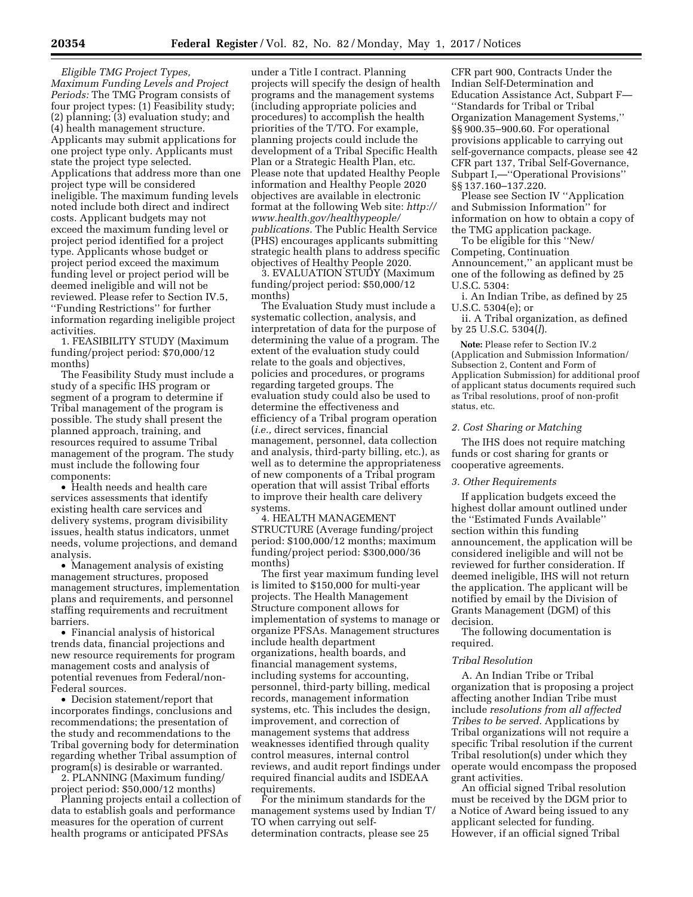*Eligible TMG Project Types, Maximum Funding Levels and Project Periods:* The TMG Program consists of four project types: (1) Feasibility study; (2) planning; (3) evaluation study; and (4) health management structure. Applicants may submit applications for one project type only. Applicants must state the project type selected. Applications that address more than one project type will be considered ineligible. The maximum funding levels noted include both direct and indirect costs. Applicant budgets may not exceed the maximum funding level or project period identified for a project type. Applicants whose budget or project period exceed the maximum funding level or project period will be deemed ineligible and will not be reviewed. Please refer to Section IV.5, ''Funding Restrictions'' for further information regarding ineligible project activities.

1. FEASIBILITY STUDY (Maximum funding/project period: $70,000/12 months)

The Feasibility Study must include a study of a specific IHS program or segment of a program to determine if Tribal management of the program is possible. The study shall present the planned approach, training, and resources required to assume Tribal management of the program. The study must include the following four components:

- Health needs and health care services assessments that identify existing health care services and delivery systems, program divisibility issues, health status indicators, unmet needs, volume projections, and demand analysis.
- Management analysis of existing management structures, proposed management structures, implementation plans and requirements, and personnel staffing requirements and recruitment barriers.
- Financial analysis of historical trends data, financial projections and new resource requirements for program management costs and analysis of potential revenues from Federal/non-Federal sources.
- Decision statement/report that incorporates findings, conclusions and recommendations; the presentation of the study and recommendations to the Tribal governing body for determination regarding whether Tribal assumption of program(s) is desirable or warranted.

2. PLANNING (Maximum funding/project period: $50,000/12 months)

Planning projects entail a collection of data to establish goals and performance measures for the operation of current health programs or anticipated PFSAs under a Title I contract. Planning projects will specify the design of health programs and the management systems (including appropriate policies and procedures) to accomplish the health priorities of the T/TO. For example, planning projects could include the development of a Tribal Specific Health Plan or a Strategic Health Plan, etc. Please note that updated Healthy People information and Healthy People 2020 objectives are available in electronic format at the following Web site: *http://www.health.gov/healthypeople/publications.* The Public Health Service (PHS) encourages applicants submitting strategic health plans to address specific objectives of Healthy People 2020.

3. EVALUATION STUDY (Maximum funding/project period: $50,000/12 months)

The Evaluation Study must include a systematic collection, analysis, and interpretation of data for the purpose of determining the value of a program. The extent of the evaluation study could relate to the goals and objectives, policies and procedures, or programs regarding targeted groups. The evaluation study could also be used to determine the effectiveness and efficiency of a Tribal program operation (*i.e.,* direct services, financial management, personnel, data collection and analysis, third-party billing, etc.), as well as to determine the appropriateness of new components of a Tribal program operation that will assist Tribal efforts to improve their health care delivery systems.

4. HEALTH MANAGEMENT STRUCTURE (Average funding/project period: $100,000/12 months; maximum funding/project period: $300,000/36 months)

The first year maximum funding level is limited to $150,000 for multi-year projects. The Health Management Structure component allows for implementation of systems to manage or organize PFSAs. Management structures include health department organizations, health boards, and financial management systems, including systems for accounting, personnel, third-party billing, medical records, management information systems, etc. This includes the design, improvement, and correction of management systems that address weaknesses identified through quality control measures, internal control reviews, and audit report findings under required financial audits and ISDEAA requirements.

For the minimum standards for the management systems used by Indian T/TO when carrying out self-determination contracts, please see 25 CFR part 900, Contracts Under the Indian Self-Determination and Education Assistance Act, Subpart F—''Standards for Tribal or Tribal Organization Management Systems,'' §§ 900.35–900.60. For operational provisions applicable to carrying out self-governance compacts, please see 42 CFR part 137, Tribal Self-Governance, Subpart I,—''Operational Provisions'' §§ 137.160–137.220.

Please see Section IV ''Application and Submission Information'' for information on how to obtain a copy of the TMG application package.

To be eligible for this ''New/Competing, Continuation Announcement,'' an applicant must be one of the following as defined by 25 U.S.C. 5304:

i. An Indian Tribe, as defined by 25 U.S.C. 5304(e); or

ii. A Tribal organization, as defined by 25 U.S.C. 5304(*l*).

**Note:** Please refer to Section IV.2 (Application and Submission Information/Subsection 2, Content and Form of Application Submission) for additional proof of applicant status documents required such as Tribal resolutions, proof of non-profit status, etc.

### *2. Cost Sharing or Matching*

The IHS does not require matching funds or cost sharing for grants or cooperative agreements.

### *3. Other Requirements*

If application budgets exceed the highest dollar amount outlined under the ''Estimated Funds Available'' section within this funding announcement, the application will be considered ineligible and will not be reviewed for further consideration. If deemed ineligible, IHS will not return the application. The applicant will be notified by email by the Division of Grants Management (DGM) of this decision.

The following documentation is required.

#### *Tribal Resolution*

A. An Indian Tribe or Tribal organization that is proposing a project affecting another Indian Tribe must include *resolutions from all affected Tribes to be served.* Applications by Tribal organizations will not require a specific Tribal resolution if the current Tribal resolution(s) under which they operate would encompass the proposed grant activities.

An official signed Tribal resolution must be received by the DGM prior to a Notice of Award being issued to any applicant selected for funding. However, if an official signed Tribal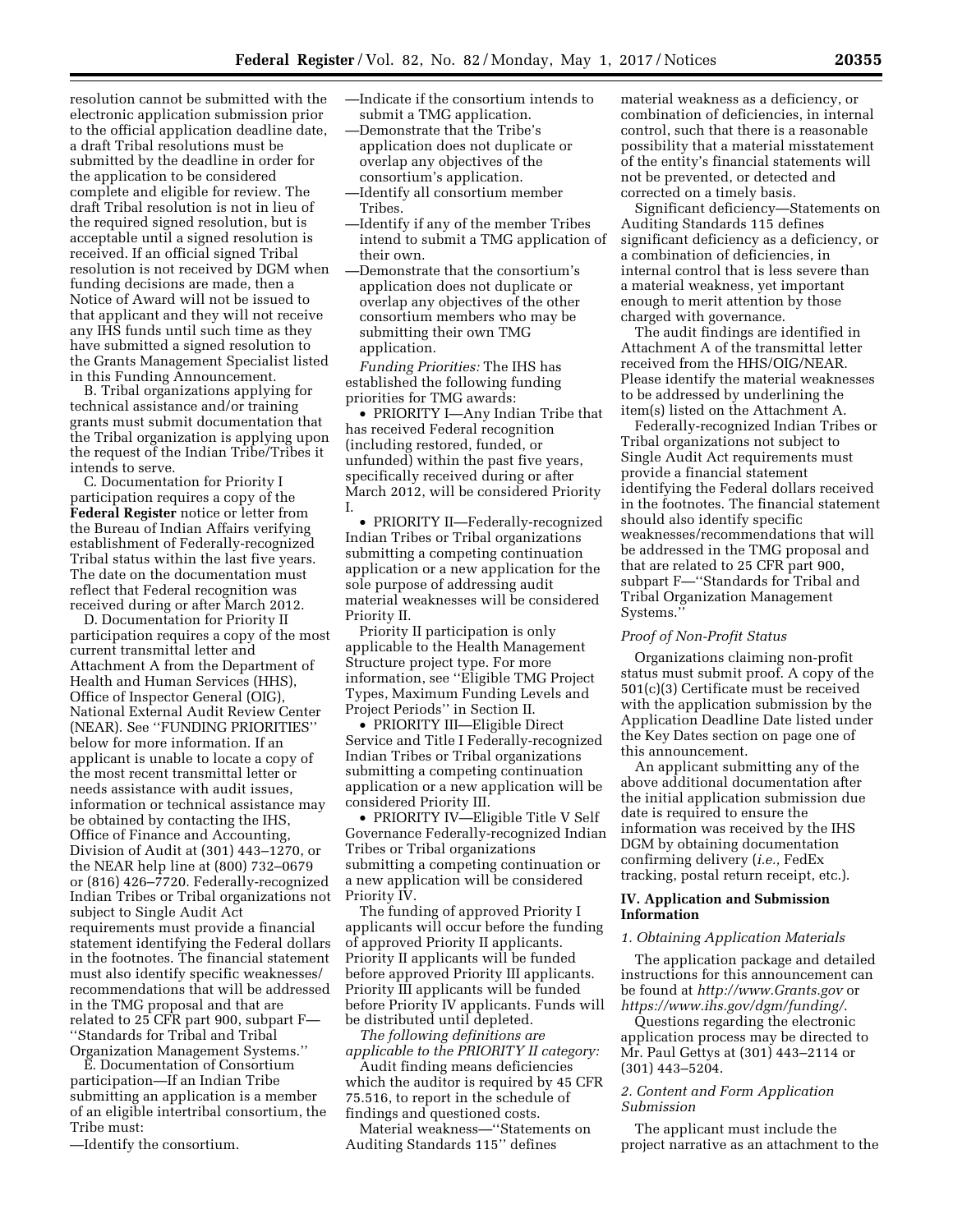resolution cannot be submitted with the electronic application submission prior to the official application deadline date, a draft Tribal resolutions must be submitted by the deadline in order for the application to be considered complete and eligible for review. The draft Tribal resolution is not in lieu of the required signed resolution, but is acceptable until a signed resolution is received. If an official signed Tribal resolution is not received by DGM when funding decisions are made, then a Notice of Award will not be issued to that applicant and they will not receive any IHS funds until such time as they have submitted a signed resolution to the Grants Management Specialist listed in this Funding Announcement.

B. Tribal organizations applying for technical assistance and/or training grants must submit documentation that the Tribal organization is applying upon the request of the Indian Tribe/Tribes it intends to serve.

C. Documentation for Priority I participation requires a copy of the **Federal Register** notice or letter from the Bureau of Indian Affairs verifying establishment of Federally-recognized Tribal status within the last five years. The date on the documentation must reflect that Federal recognition was received during or after March 2012.

D. Documentation for Priority II participation requires a copy of the most current transmittal letter and Attachment A from the Department of Health and Human Services (HHS), Office of Inspector General (OIG), National External Audit Review Center (NEAR). See ''FUNDING PRIORITIES'' below for more information. If an applicant is unable to locate a copy of the most recent transmittal letter or needs assistance with audit issues, information or technical assistance may be obtained by contacting the IHS, Office of Finance and Accounting, Division of Audit at (301) 443–1270, or the NEAR help line at (800) 732–0679 or (816) 426–7720. Federally-recognized Indian Tribes or Tribal organizations not subject to Single Audit Act requirements must provide a financial statement identifying the Federal dollars in the footnotes. The financial statement must also identify specific weaknesses/recommendations that will be addressed in the TMG proposal and that are related to 25 CFR part 900, subpart F— ''Standards for Tribal and Tribal Organization Management Systems.''

E. Documentation of Consortium participation—If an Indian Tribe submitting an application is a member of an eligible intertribal consortium, the Tribe must:

—Identify the consortium.
—Indicate if the consortium intends to submit a TMG application.
—Demonstrate that the Tribe's application does not duplicate or overlap any objectives of the consortium's application.
—Identify all consortium member Tribes.
—Identify if any of the member Tribes intend to submit a TMG application of their own.
—Demonstrate that the consortium's application does not duplicate or overlap any objectives of the other consortium members who may be submitting their own TMG application.

*Funding Priorities:* The IHS has established the following funding priorities for TMG awards:

• PRIORITY I—Any Indian Tribe that has received Federal recognition (including restored, funded, or unfunded) within the past five years, specifically received during or after March 2012, will be considered Priority I.

• PRIORITY II—Federally-recognized Indian Tribes or Tribal organizations submitting a competing continuation application or a new application for the sole purpose of addressing audit material weaknesses will be considered Priority II.

Priority II participation is only applicable to the Health Management Structure project type. For more information, see ''Eligible TMG Project Types, Maximum Funding Levels and Project Periods'' in Section II.

• PRIORITY III—Eligible Direct Service and Title I Federally-recognized Indian Tribes or Tribal organizations submitting a competing continuation application or a new application will be considered Priority III.

• PRIORITY IV—Eligible Title V Self Governance Federally-recognized Indian Tribes or Tribal organizations submitting a competing continuation or a new application will be considered Priority IV.

The funding of approved Priority I applicants will occur before the funding of approved Priority II applicants. Priority II applicants will be funded before approved Priority III applicants. Priority III applicants will be funded before Priority IV applicants. Funds will be distributed until depleted.

*The following definitions are applicable to the PRIORITY II category:*

Audit finding means deficiencies which the auditor is required by 45 CFR 75.516, to report in the schedule of findings and questioned costs.

Material weakness—''Statements on Auditing Standards 115'' defines material weakness as a deficiency, or combination of deficiencies, in internal control, such that there is a reasonable possibility that a material misstatement of the entity's financial statements will not be prevented, or detected and corrected on a timely basis.

Significant deficiency—Statements on Auditing Standards 115 defines significant deficiency as a deficiency, or a combination of deficiencies, in internal control that is less severe than a material weakness, yet important enough to merit attention by those charged with governance.

The audit findings are identified in Attachment A of the transmittal letter received from the HHS/OIG/NEAR. Please identify the material weaknesses to be addressed by underlining the item(s) listed on the Attachment A.

Federally-recognized Indian Tribes or Tribal organizations not subject to Single Audit Act requirements must provide a financial statement identifying the Federal dollars received in the footnotes. The financial statement should also identify specific weaknesses/recommendations that will be addressed in the TMG proposal and that are related to 25 CFR part 900, subpart F—''Standards for Tribal and Tribal Organization Management Systems.''

### *Proof of Non-Profit Status*

Organizations claiming non-profit status must submit proof. A copy of the 501(c)(3) Certificate must be received with the application submission by the Application Deadline Date listed under the Key Dates section on page one of this announcement.

An applicant submitting any of the above additional documentation after the initial application submission due date is required to ensure the information was received by the IHS DGM by obtaining documentation confirming delivery (*i.e.,* FedEx tracking, postal return receipt, etc.).

## IV. Application and Submission Information

### *1. Obtaining Application Materials*

The application package and detailed instructions for this announcement can be found at *http://www.Grants.gov* or *https://www.ihs.gov/dgm/funding/.*

Questions regarding the electronic application process may be directed to Mr. Paul Gettys at (301) 443–2114 or (301) 443–5204.

### *2. Content and Form Application Submission*

The applicant must include the project narrative as an attachment to the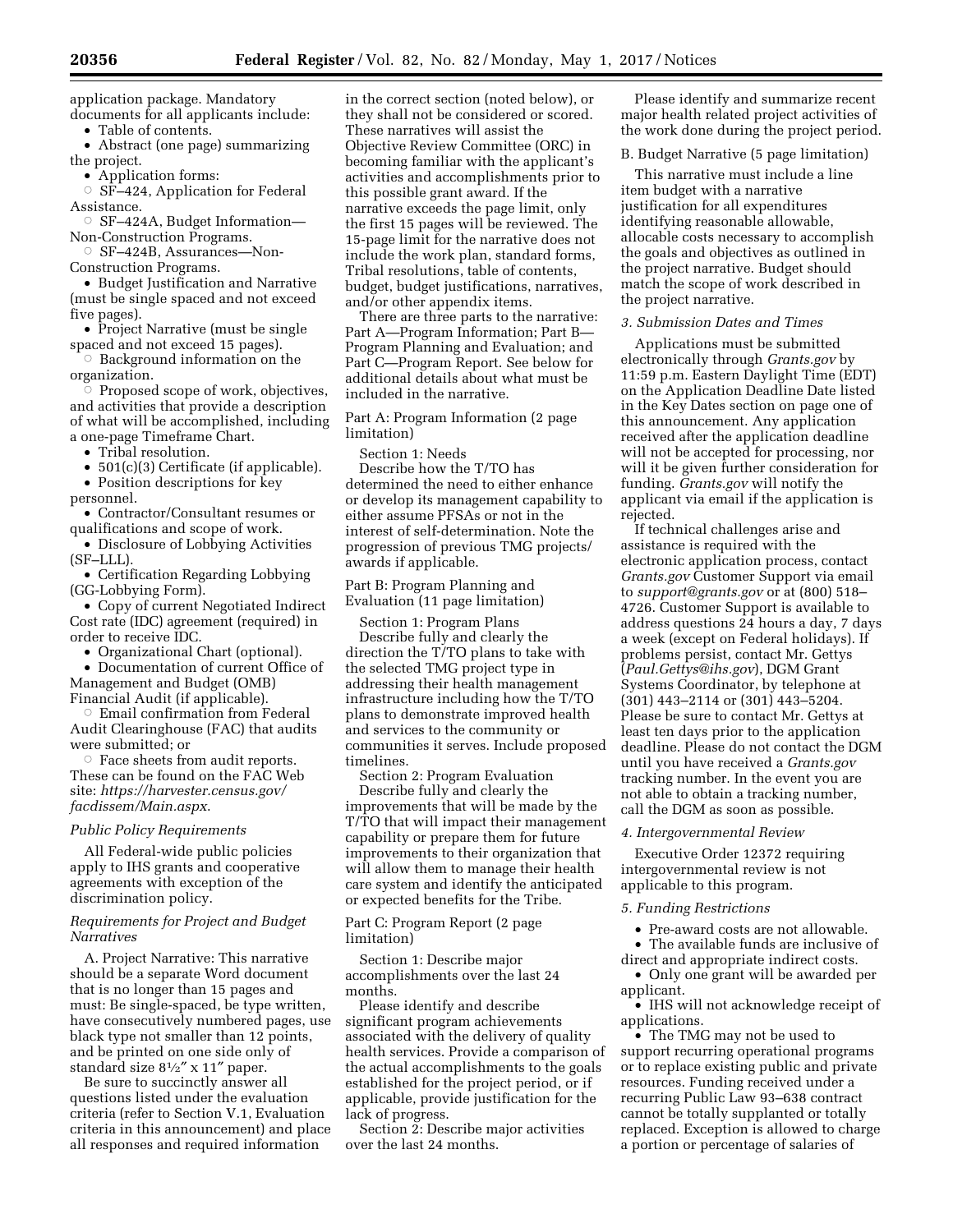application package. Mandatory documents for all applicants include:

- Table of contents.
- Abstract (one page) summarizing the project.
- Application forms:
  - SF–424, Application for Federal Assistance.
  - SF–424A, Budget Information—Non-Construction Programs.
  - SF–424B, Assurances—Non-Construction Programs.
- Budget Justification and Narrative (must be single spaced and not exceed five pages).
- Project Narrative (must be single spaced and not exceed 15 pages).
  - Background information on the organization.
  - Proposed scope of work, objectives, and activities that provide a description of what will be accomplished, including a one-page Timeframe Chart.
- Tribal resolution.
- 501(c)(3) Certificate (if applicable).
- Position descriptions for key personnel.
- Contractor/Consultant resumes or qualifications and scope of work.
- Disclosure of Lobbying Activities (SF–LLL).
- Certification Regarding Lobbying (GG-Lobbying Form).
- Copy of current Negotiated Indirect Cost rate (IDC) agreement (required) in order to receive IDC.
- Organizational Chart (optional).
- Documentation of current Office of Management and Budget (OMB) Financial Audit (if applicable).
  - Email confirmation from Federal Audit Clearinghouse (FAC) that audits were submitted; or
  - Face sheets from audit reports. These can be found on the FAC Web site: *https://harvester.census.gov/facdissem/Main.aspx*.

*Public Policy Requirements*

All Federal-wide public policies apply to IHS grants and cooperative agreements with exception of the discrimination policy.

*Requirements for Project and Budget Narratives*

A. Project Narrative: This narrative should be a separate Word document that is no longer than 15 pages and must: Be single-spaced, be type written, have consecutively numbered pages, use black type not smaller than 12 points, and be printed on one side only of standard size 8½″ x 11″ paper.

Be sure to succinctly answer all questions listed under the evaluation criteria (refer to Section V.1, Evaluation criteria in this announcement) and place all responses and required information in the correct section (noted below), or they shall not be considered or scored. These narratives will assist the Objective Review Committee (ORC) in becoming familiar with the applicant's activities and accomplishments prior to this possible grant award. If the narrative exceeds the page limit, only the first 15 pages will be reviewed. The 15-page limit for the narrative does not include the work plan, standard forms, Tribal resolutions, table of contents, budget, budget justifications, narratives, and/or other appendix items.

There are three parts to the narrative: Part A—Program Information; Part B—Program Planning and Evaluation; and Part C—Program Report. See below for additional details about what must be included in the narrative.

Part A: Program Information (2 page limitation)

Section 1: Needs

Describe how the T/TO has determined the need to either enhance or develop its management capability to either assume PFSAs or not in the interest of self-determination. Note the progression of previous TMG projects/awards if applicable.

Part B: Program Planning and Evaluation (11 page limitation)

Section 1: Program Plans

Describe fully and clearly the direction the T/TO plans to take with the selected TMG project type in addressing their health management infrastructure including how the T/TO plans to demonstrate improved health and services to the community or communities it serves. Include proposed timelines.

Section 2: Program Evaluation

Describe fully and clearly the improvements that will be made by the T/TO that will impact their management capability or prepare them for future improvements to their organization that will allow them to manage their health care system and identify the anticipated or expected benefits for the Tribe.

Part C: Program Report (2 page limitation)

Section 1: Describe major accomplishments over the last 24 months.

Please identify and describe significant program achievements associated with the delivery of quality health services. Provide a comparison of the actual accomplishments to the goals established for the project period, or if applicable, provide justification for the lack of progress.

Section 2: Describe major activities over the last 24 months.

Please identify and summarize recent major health related project activities of the work done during the project period.

B. Budget Narrative (5 page limitation)

This narrative must include a line item budget with a narrative justification for all expenditures identifying reasonable allowable, allocable costs necessary to accomplish the goals and objectives as outlined in the project narrative. Budget should match the scope of work described in the project narrative.

*3. Submission Dates and Times*

Applications must be submitted electronically through *Grants.gov* by 11:59 p.m. Eastern Daylight Time (EDT) on the Application Deadline Date listed in the Key Dates section on page one of this announcement. Any application received after the application deadline will not be accepted for processing, nor will it be given further consideration for funding. *Grants.gov* will notify the applicant via email if the application is rejected.

If technical challenges arise and assistance is required with the electronic application process, contact *Grants.gov* Customer Support via email to *support@grants.gov* or at (800) 518–4726. Customer Support is available to address questions 24 hours a day, 7 days a week (except on Federal holidays). If problems persist, contact Mr. Gettys (*Paul.Gettys@ihs.gov*), DGM Grant Systems Coordinator, by telephone at (301) 443–2114 or (301) 443–5204. Please be sure to contact Mr. Gettys at least ten days prior to the application deadline. Please do not contact the DGM until you have received a *Grants.gov* tracking number. In the event you are not able to obtain a tracking number, call the DGM as soon as possible.

*4. Intergovernmental Review*

Executive Order 12372 requiring intergovernmental review is not applicable to this program.

*5. Funding Restrictions*

- Pre-award costs are not allowable.
- The available funds are inclusive of direct and appropriate indirect costs.
- Only one grant will be awarded per applicant.
- IHS will not acknowledge receipt of applications.
- The TMG may not be used to support recurring operational programs or to replace existing public and private resources. Funding received under a recurring Public Law 93–638 contract cannot be totally supplanted or totally replaced. Exception is allowed to charge a portion or percentage of salaries of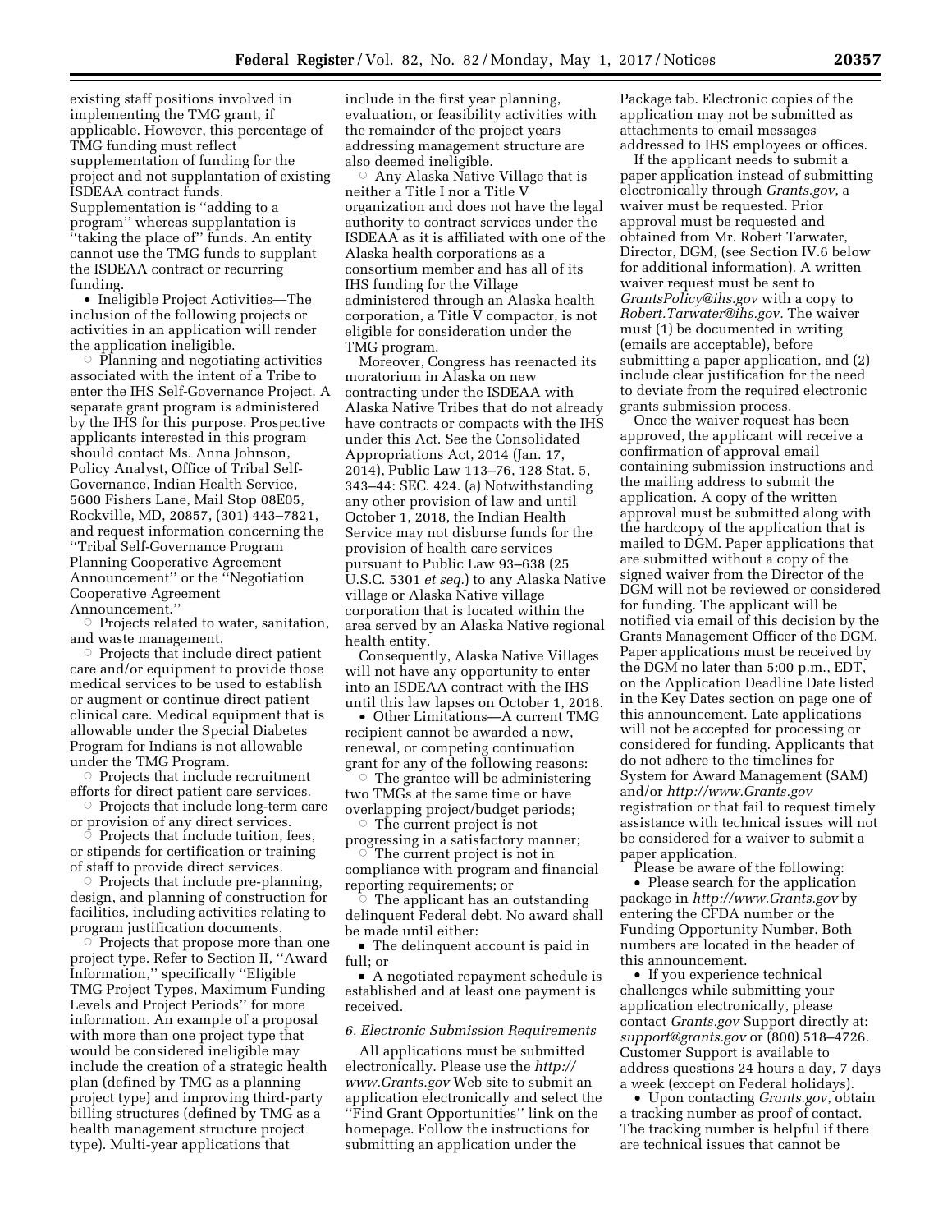existing staff positions involved in implementing the TMG grant, if applicable. However, this percentage of TMG funding must reflect supplementation of funding for the project and not supplantation of existing ISDEAA contract funds. Supplementation is ''adding to a program'' whereas supplantation is ''taking the place of'' funds. An entity cannot use the TMG funds to supplant the ISDEAA contract or recurring funding.

- Ineligible Project Activities—The inclusion of the following projects or activities in an application will render the application ineligible.
  - Planning and negotiating activities associated with the intent of a Tribe to enter the IHS Self-Governance Project. A separate grant program is administered by the IHS for this purpose. Prospective applicants interested in this program should contact Ms. Anna Johnson, Policy Analyst, Office of Tribal Self-Governance, Indian Health Service, 5600 Fishers Lane, Mail Stop 08E05, Rockville, MD, 20857, (301) 443–7821, and request information concerning the ''Tribal Self-Governance Program Planning Cooperative Agreement Announcement'' or the ''Negotiation Cooperative Agreement Announcement.''
  - Projects related to water, sanitation, and waste management.
  - Projects that include direct patient care and/or equipment to provide those medical services to be used to establish or augment or continue direct patient clinical care. Medical equipment that is allowable under the Special Diabetes Program for Indians is not allowable under the TMG Program.
  - Projects that include recruitment efforts for direct patient care services.
  - Projects that include long-term care or provision of any direct services.
  - Projects that include tuition, fees, or stipends for certification or training of staff to provide direct services.
  - Projects that include pre-planning, design, and planning of construction for facilities, including activities relating to program justification documents.
  - Projects that propose more than one project type. Refer to Section II, ''Award Information,'' specifically ''Eligible TMG Project Types, Maximum Funding Levels and Project Periods'' for more information. An example of a proposal with more than one project type that would be considered ineligible may include the creation of a strategic health plan (defined by TMG as a planning project type) and improving third-party billing structures (defined by TMG as a health management structure project type). Multi-year applications that include in the first year planning, evaluation, or feasibility activities with the remainder of the project years addressing management structure are also deemed ineligible.
  - Any Alaska Native Village that is neither a Title I nor a Title V organization and does not have the legal authority to contract services under the ISDEAA as it is affiliated with one of the Alaska health corporations as a consortium member and has all of its IHS funding for the Village administered through an Alaska health corporation, a Title V compactor, is not eligible for consideration under the TMG program.

Moreover, Congress has reenacted its moratorium in Alaska on new contracting under the ISDEAA with Alaska Native Tribes that do not already have contracts or compacts with the IHS under this Act. See the Consolidated Appropriations Act, 2014 (Jan. 17, 2014), Public Law 113–76, 128 Stat. 5, 343–44: SEC. 424. (a) Notwithstanding any other provision of law and until October 1, 2018, the Indian Health Service may not disburse funds for the provision of health care services pursuant to Public Law 93–638 (25 U.S.C. 5301 *et seq.*) to any Alaska Native village or Alaska Native village corporation that is located within the area served by an Alaska Native regional health entity.

Consequently, Alaska Native Villages will not have any opportunity to enter into an ISDEAA contract with the IHS until this law lapses on October 1, 2018.

- Other Limitations—A current TMG recipient cannot be awarded a new, renewal, or competing continuation grant for any of the following reasons:
  - The grantee will be administering two TMGs at the same time or have overlapping project/budget periods;
  - The current project is not progressing in a satisfactory manner;
  - The current project is not in compliance with program and financial reporting requirements; or
  - The applicant has an outstanding delinquent Federal debt. No award shall be made until either:
    - The delinquent account is paid in full; or
    - A negotiated repayment schedule is established and at least one payment is received.

*6. Electronic Submission Requirements*

All applications must be submitted electronically. Please use the *http://www.Grants.gov* Web site to submit an application electronically and select the ''Find Grant Opportunities'' link on the homepage. Follow the instructions for submitting an application under the Package tab. Electronic copies of the application may not be submitted as attachments to email messages addressed to IHS employees or offices.

If the applicant needs to submit a paper application instead of submitting electronically through *Grants.gov*, a waiver must be requested. Prior approval must be requested and obtained from Mr. Robert Tarwater, Director, DGM, (see Section IV.6 below for additional information). A written waiver request must be sent to *GrantsPolicy@ihs.gov* with a copy to *Robert.Tarwater@ihs.gov.* The waiver must (1) be documented in writing (emails are acceptable), before submitting a paper application, and (2) include clear justification for the need to deviate from the required electronic grants submission process.

Once the waiver request has been approved, the applicant will receive a confirmation of approval email containing submission instructions and the mailing address to submit the application. A copy of the written approval must be submitted along with the hardcopy of the application that is mailed to DGM. Paper applications that are submitted without a copy of the signed waiver from the Director of the DGM will not be reviewed or considered for funding. The applicant will be notified via email of this decision by the Grants Management Officer of the DGM. Paper applications must be received by the DGM no later than 5:00 p.m., EDT, on the Application Deadline Date listed in the Key Dates section on page one of this announcement. Late applications will not be accepted for processing or considered for funding. Applicants that do not adhere to the timelines for System for Award Management (SAM) and/or *http://www.Grants.gov* registration or that fail to request timely assistance with technical issues will not be considered for a waiver to submit a paper application.

Please be aware of the following:

- Please search for the application package in *http://www.Grants.gov* by entering the CFDA number or the Funding Opportunity Number. Both numbers are located in the header of this announcement.
- If you experience technical challenges while submitting your application electronically, please contact *Grants.gov* Support directly at: *support@grants.gov* or (800) 518–4726. Customer Support is available to address questions 24 hours a day, 7 days a week (except on Federal holidays).
- Upon contacting *Grants.gov*, obtain a tracking number as proof of contact. The tracking number is helpful if there are technical issues that cannot be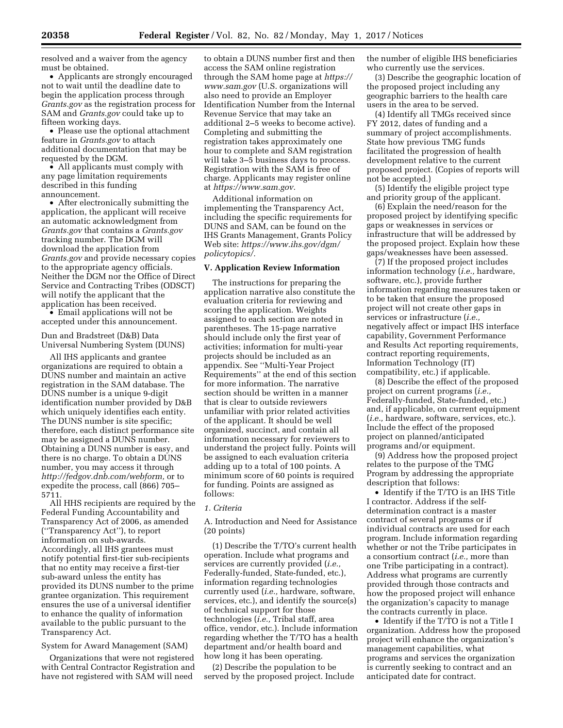resolved and a waiver from the agency must be obtained.

- Applicants are strongly encouraged not to wait until the deadline date to begin the application process through *Grants.gov* as the registration process for SAM and *Grants.gov* could take up to fifteen working days.
- Please use the optional attachment feature in *Grants.gov* to attach additional documentation that may be requested by the DGM.
- All applicants must comply with any page limitation requirements described in this funding announcement.
- After electronically submitting the application, the applicant will receive an automatic acknowledgment from *Grants.gov* that contains a *Grants.gov* tracking number. The DGM will download the application from *Grants.gov* and provide necessary copies to the appropriate agency officials. Neither the DGM nor the Office of Direct Service and Contracting Tribes (ODSCT) will notify the applicant that the application has been received.
- Email applications will not be accepted under this announcement.

Dun and Bradstreet (D&B) Data Universal Numbering System (DUNS)

All IHS applicants and grantee organizations are required to obtain a DUNS number and maintain an active registration in the SAM database. The DUNS number is a unique 9-digit identification number provided by D&B which uniquely identifies each entity. The DUNS number is site specific; therefore, each distinct performance site may be assigned a DUNS number. Obtaining a DUNS number is easy, and there is no charge. To obtain a DUNS number, you may access it through *http://fedgov.dnb.com/webform,* or to expedite the process, call (866) 705–5711.

All HHS recipients are required by the Federal Funding Accountability and Transparency Act of 2006, as amended (''Transparency Act''), to report information on sub-awards. Accordingly, all IHS grantees must notify potential first-tier sub-recipients that no entity may receive a first-tier sub-award unless the entity has provided its DUNS number to the prime grantee organization. This requirement ensures the use of a universal identifier to enhance the quality of information available to the public pursuant to the Transparency Act.

System for Award Management (SAM)

Organizations that were not registered with Central Contractor Registration and have not registered with SAM will need to obtain a DUNS number first and then access the SAM online registration through the SAM home page at *https://www.sam.gov* (U.S. organizations will also need to provide an Employer Identification Number from the Internal Revenue Service that may take an additional 2–5 weeks to become active). Completing and submitting the registration takes approximately one hour to complete and SAM registration will take 3–5 business days to process. Registration with the SAM is free of charge. Applicants may register online at *https://www.sam.gov.*

Additional information on implementing the Transparency Act, including the specific requirements for DUNS and SAM, can be found on the IHS Grants Management, Grants Policy Web site: *https://www.ihs.gov/dgm/policytopics/.*

**V. Application Review Information**

The instructions for preparing the application narrative also constitute the evaluation criteria for reviewing and scoring the application. Weights assigned to each section are noted in parentheses. The 15-page narrative should include only the first year of activities; information for multi-year projects should be included as an appendix. See ''Multi-Year Project Requirements'' at the end of this section for more information. The narrative section should be written in a manner that is clear to outside reviewers unfamiliar with prior related activities of the applicant. It should be well organized, succinct, and contain all information necessary for reviewers to understand the project fully. Points will be assigned to each evaluation criteria adding up to a total of 100 points. A minimum score of 60 points is required for funding. Points are assigned as follows:

*1. Criteria*

A. Introduction and Need for Assistance (20 points)

(1) Describe the T/TO's current health operation. Include what programs and services are currently provided (*i.e.,* Federally-funded, State-funded, etc.), information regarding technologies currently used (*i.e.,* hardware, software, services, etc.), and identify the source(s) of technical support for those technologies (*i.e.,* Tribal staff, area office, vendor, etc.). Include information regarding whether the T/TO has a health department and/or health board and how long it has been operating.

(2) Describe the population to be served by the proposed project. Include the number of eligible IHS beneficiaries who currently use the services.

(3) Describe the geographic location of the proposed project including any geographic barriers to the health care users in the area to be served.

(4) Identify all TMGs received since FY 2012, dates of funding and a summary of project accomplishments. State how previous TMG funds facilitated the progression of health development relative to the current proposed project. (Copies of reports will not be accepted.)

(5) Identify the eligible project type and priority group of the applicant.

(6) Explain the need/reason for the proposed project by identifying specific gaps or weaknesses in services or infrastructure that will be addressed by the proposed project. Explain how these gaps/weaknesses have been assessed.

(7) If the proposed project includes information technology (*i.e.,* hardware, software, etc.), provide further information regarding measures taken or to be taken that ensure the proposed project will not create other gaps in services or infrastructure (*i.e.,* negatively affect or impact IHS interface capability, Government Performance and Results Act reporting requirements, contract reporting requirements, Information Technology (IT) compatibility, etc.) if applicable.

(8) Describe the effect of the proposed project on current programs (*i.e.,* Federally-funded, State-funded, etc.) and, if applicable, on current equipment (*i.e.,* hardware, software, services, etc.). Include the effect of the proposed project on planned/anticipated programs and/or equipment.

(9) Address how the proposed project relates to the purpose of the TMG Program by addressing the appropriate description that follows:

- Identify if the T/TO is an IHS Title I contractor. Address if the self-determination contract is a master contract of several programs or if individual contracts are used for each program. Include information regarding whether or not the Tribe participates in a consortium contract (*i.e.,* more than one Tribe participating in a contract). Address what programs are currently provided through those contracts and how the proposed project will enhance the organization's capacity to manage the contracts currently in place.
- Identify if the T/TO is not a Title I organization. Address how the proposed project will enhance the organization's management capabilities, what programs and services the organization is currently seeking to contract and an anticipated date for contract.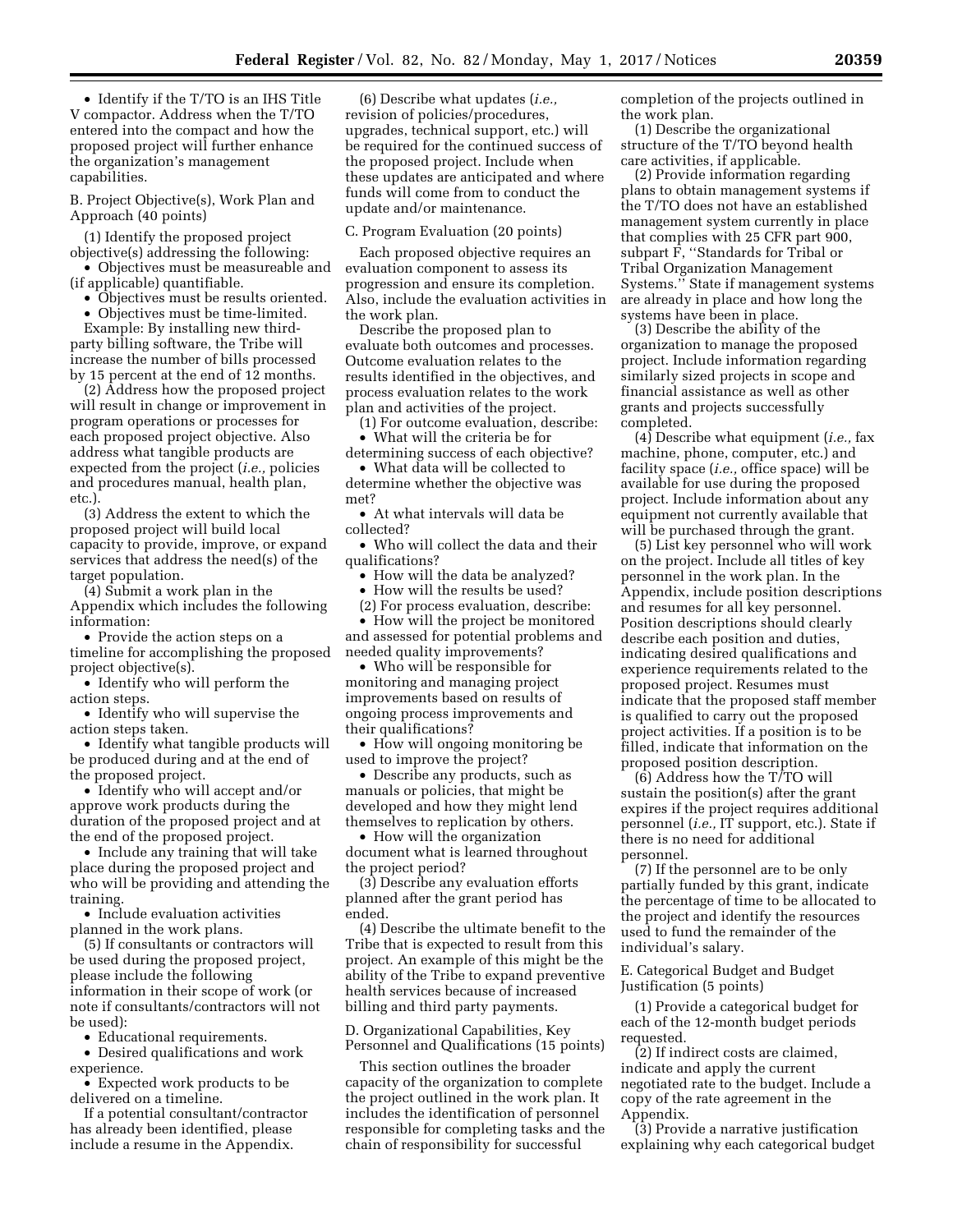- Identify if the T/TO is an IHS Title V compactor. Address when the T/TO entered into the compact and how the proposed project will further enhance the organization's management capabilities.

B. Project Objective(s), Work Plan and Approach (40 points)

(1) Identify the proposed project objective(s) addressing the following:

- Objectives must be measureable and (if applicable) quantifiable.
- Objectives must be results oriented.
- Objectives must be time-limited.

Example: By installing new third-party billing software, the Tribe will increase the number of bills processed by 15 percent at the end of 12 months.

(2) Address how the proposed project will result in change or improvement in program operations or processes for each proposed project objective. Also address what tangible products are expected from the project (*i.e.,* policies and procedures manual, health plan, etc.).

(3) Address the extent to which the proposed project will build local capacity to provide, improve, or expand services that address the need(s) of the target population.

(4) Submit a work plan in the Appendix which includes the following information:

- Provide the action steps on a timeline for accomplishing the proposed project objective(s).
- Identify who will perform the action steps.
- Identify who will supervise the action steps taken.
- Identify what tangible products will be produced during and at the end of the proposed project.
- Identify who will accept and/or approve work products during the duration of the proposed project and at the end of the proposed project.
- Include any training that will take place during the proposed project and who will be providing and attending the training.
- Include evaluation activities planned in the work plans.

(5) If consultants or contractors will be used during the proposed project, please include the following information in their scope of work (or note if consultants/contractors will not be used):

- Educational requirements.
- Desired qualifications and work experience.
- Expected work products to be delivered on a timeline.

If a potential consultant/contractor has already been identified, please include a resume in the Appendix.

(6) Describe what updates (*i.e.,* revision of policies/procedures, upgrades, technical support, etc.) will be required for the continued success of the proposed project. Include when these updates are anticipated and where funds will come from to conduct the update and/or maintenance.

C. Program Evaluation (20 points)

Each proposed objective requires an evaluation component to assess its progression and ensure its completion. Also, include the evaluation activities in the work plan.

Describe the proposed plan to evaluate both outcomes and processes. Outcome evaluation relates to the results identified in the objectives, and process evaluation relates to the work plan and activities of the project.

(1) For outcome evaluation, describe:

- What will the criteria be for determining success of each objective?
- What data will be collected to determine whether the objective was met?
- At what intervals will data be collected?
- Who will collect the data and their qualifications?
- How will the data be analyzed?
- How will the results be used?

(2) For process evaluation, describe:

- How will the project be monitored and assessed for potential problems and needed quality improvements?
- Who will be responsible for monitoring and managing project improvements based on results of ongoing process improvements and their qualifications?
- How will ongoing monitoring be used to improve the project?
- Describe any products, such as manuals or policies, that might be developed and how they might lend themselves to replication by others.
- How will the organization document what is learned throughout the project period?

(3) Describe any evaluation efforts planned after the grant period has ended.

(4) Describe the ultimate benefit to the Tribe that is expected to result from this project. An example of this might be the ability of the Tribe to expand preventive health services because of increased billing and third party payments.

D. Organizational Capabilities, Key Personnel and Qualifications (15 points)

This section outlines the broader capacity of the organization to complete the project outlined in the work plan. It includes the identification of personnel responsible for completing tasks and the chain of responsibility for successful completion of the projects outlined in the work plan.

(1) Describe the organizational structure of the T/TO beyond health care activities, if applicable.

(2) Provide information regarding plans to obtain management systems if the T/TO does not have an established management system currently in place that complies with 25 CFR part 900, subpart F, "Standards for Tribal or Tribal Organization Management Systems." State if management systems are already in place and how long the systems have been in place.

(3) Describe the ability of the organization to manage the proposed project. Include information regarding similarly sized projects in scope and financial assistance as well as other grants and projects successfully completed.

(4) Describe what equipment (*i.e.,* fax machine, phone, computer, etc.) and facility space (*i.e.,* office space) will be available for use during the proposed project. Include information about any equipment not currently available that will be purchased through the grant.

(5) List key personnel who will work on the project. Include all titles of key personnel in the work plan. In the Appendix, include position descriptions and resumes for all key personnel. Position descriptions should clearly describe each position and duties, indicating desired qualifications and experience requirements related to the proposed project. Resumes must indicate that the proposed staff member is qualified to carry out the proposed project activities. If a position is to be filled, indicate that information on the proposed position description.

(6) Address how the T/TO will sustain the position(s) after the grant expires if the project requires additional personnel (*i.e.,* IT support, etc.). State if there is no need for additional personnel.

(7) If the personnel are to be only partially funded by this grant, indicate the percentage of time to be allocated to the project and identify the resources used to fund the remainder of the individual's salary.

E. Categorical Budget and Budget Justification (5 points)

(1) Provide a categorical budget for each of the 12-month budget periods requested.

(2) If indirect costs are claimed, indicate and apply the current negotiated rate to the budget. Include a copy of the rate agreement in the Appendix.

(3) Provide a narrative justification explaining why each categorical budget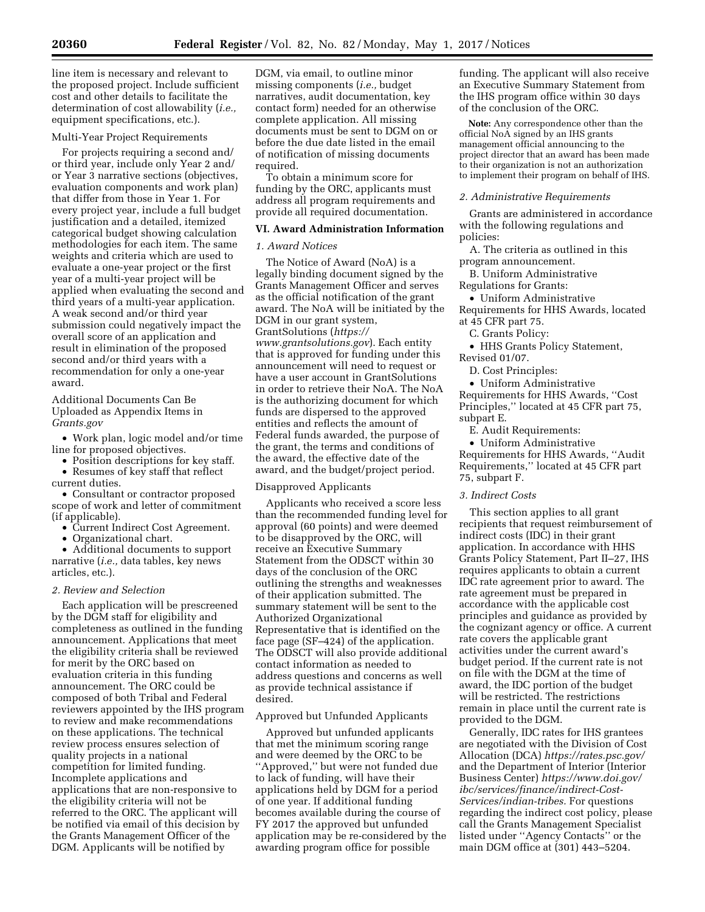line item is necessary and relevant to the proposed project. Include sufficient cost and other details to facilitate the determination of cost allowability (*i.e.,* equipment specifications, etc.).

Multi-Year Project Requirements

For projects requiring a second and/or third year, include only Year 2 and/or Year 3 narrative sections (objectives, evaluation components and work plan) that differ from those in Year 1. For every project year, include a full budget justification and a detailed, itemized categorical budget showing calculation methodologies for each item. The same weights and criteria which are used to evaluate a one-year project or the first year of a multi-year project will be applied when evaluating the second and third years of a multi-year application. A weak second and/or third year submission could negatively impact the overall score of an application and result in elimination of the proposed second and/or third years with a recommendation for only a one-year award.

Additional Documents Can Be Uploaded as Appendix Items in *Grants.gov*

- Work plan, logic model and/or time line for proposed objectives.
- Position descriptions for key staff.
- Resumes of key staff that reflect current duties.
- Consultant or contractor proposed scope of work and letter of commitment (if applicable).
- Current Indirect Cost Agreement.
- Organizational chart.
- Additional documents to support narrative (*i.e.,* data tables, key news articles, etc.).

*2. Review and Selection*

Each application will be prescreened by the DGM staff for eligibility and completeness as outlined in the funding announcement. Applications that meet the eligibility criteria shall be reviewed for merit by the ORC based on evaluation criteria in this funding announcement. The ORC could be composed of both Tribal and Federal reviewers appointed by the IHS program to review and make recommendations on these applications. The technical review process ensures selection of quality projects in a national competition for limited funding. Incomplete applications and applications that are non-responsive to the eligibility criteria will not be referred to the ORC. The applicant will be notified via email of this decision by the Grants Management Officer of the DGM. Applicants will be notified by DGM, via email, to outline minor missing components (*i.e.,* budget narratives, audit documentation, key contact form) needed for an otherwise complete application. All missing documents must be sent to DGM on or before the due date listed in the email of notification of missing documents required.

To obtain a minimum score for funding by the ORC, applicants must address all program requirements and provide all required documentation.

## VI. Award Administration Information

*1. Award Notices*

The Notice of Award (NoA) is a legally binding document signed by the Grants Management Officer and serves as the official notification of the grant award. The NoA will be initiated by the DGM in our grant system, GrantSolutions (*https://www.grantsolutions.gov*). Each entity that is approved for funding under this announcement will need to request or have a user account in GrantSolutions in order to retrieve their NoA. The NoA is the authorizing document for which funds are dispersed to the approved entities and reflects the amount of Federal funds awarded, the purpose of the grant, the terms and conditions of the award, the effective date of the award, and the budget/project period.

Disapproved Applicants

Applicants who received a score less than the recommended funding level for approval (60 points) and were deemed to be disapproved by the ORC, will receive an Executive Summary Statement from the ODSCT within 30 days of the conclusion of the ORC outlining the strengths and weaknesses of their application submitted. The summary statement will be sent to the Authorized Organizational Representative that is identified on the face page (SF–424) of the application. The ODSCT will also provide additional contact information as needed to address questions and concerns as well as provide technical assistance if desired.

Approved but Unfunded Applicants

Approved but unfunded applicants that met the minimum scoring range and were deemed by the ORC to be ''Approved,'' but were not funded due to lack of funding, will have their applications held by DGM for a period of one year. If additional funding becomes available during the course of FY 2017 the approved but unfunded application may be re-considered by the awarding program office for possible funding. The applicant will also receive an Executive Summary Statement from the IHS program office within 30 days of the conclusion of the ORC.

**Note:** Any correspondence other than the official NoA signed by an IHS grants management official announcing to the project director that an award has been made to their organization is not an authorization to implement their program on behalf of IHS.

*2. Administrative Requirements*

Grants are administered in accordance with the following regulations and policies:

A. The criteria as outlined in this program announcement.

B. Uniform Administrative Regulations for Grants:

- Uniform Administrative Requirements for HHS Awards, located at 45 CFR part 75.

C. Grants Policy:

- HHS Grants Policy Statement, Revised 01/07.

D. Cost Principles:

- Uniform Administrative Requirements for HHS Awards, ''Cost Principles,'' located at 45 CFR part 75, subpart E.

E. Audit Requirements:

- Uniform Administrative Requirements for HHS Awards, ''Audit Requirements,'' located at 45 CFR part 75, subpart F.

*3. Indirect Costs*

This section applies to all grant recipients that request reimbursement of indirect costs (IDC) in their grant application. In accordance with HHS Grants Policy Statement, Part II–27, IHS requires applicants to obtain a current IDC rate agreement prior to award. The rate agreement must be prepared in accordance with the applicable cost principles and guidance as provided by the cognizant agency or office. A current rate covers the applicable grant activities under the current award's budget period. If the current rate is not on file with the DGM at the time of award, the IDC portion of the budget will be restricted. The restrictions remain in place until the current rate is provided to the DGM.

Generally, IDC rates for IHS grantees are negotiated with the Division of Cost Allocation (DCA) *https://rates.psc.gov/* and the Department of Interior (Interior Business Center) *https://www.doi.gov/ibc/services/finance/indirect-Cost-Services/indian-tribes.* For questions regarding the indirect cost policy, please call the Grants Management Specialist listed under ''Agency Contacts'' or the main DGM office at (301) 443–5204.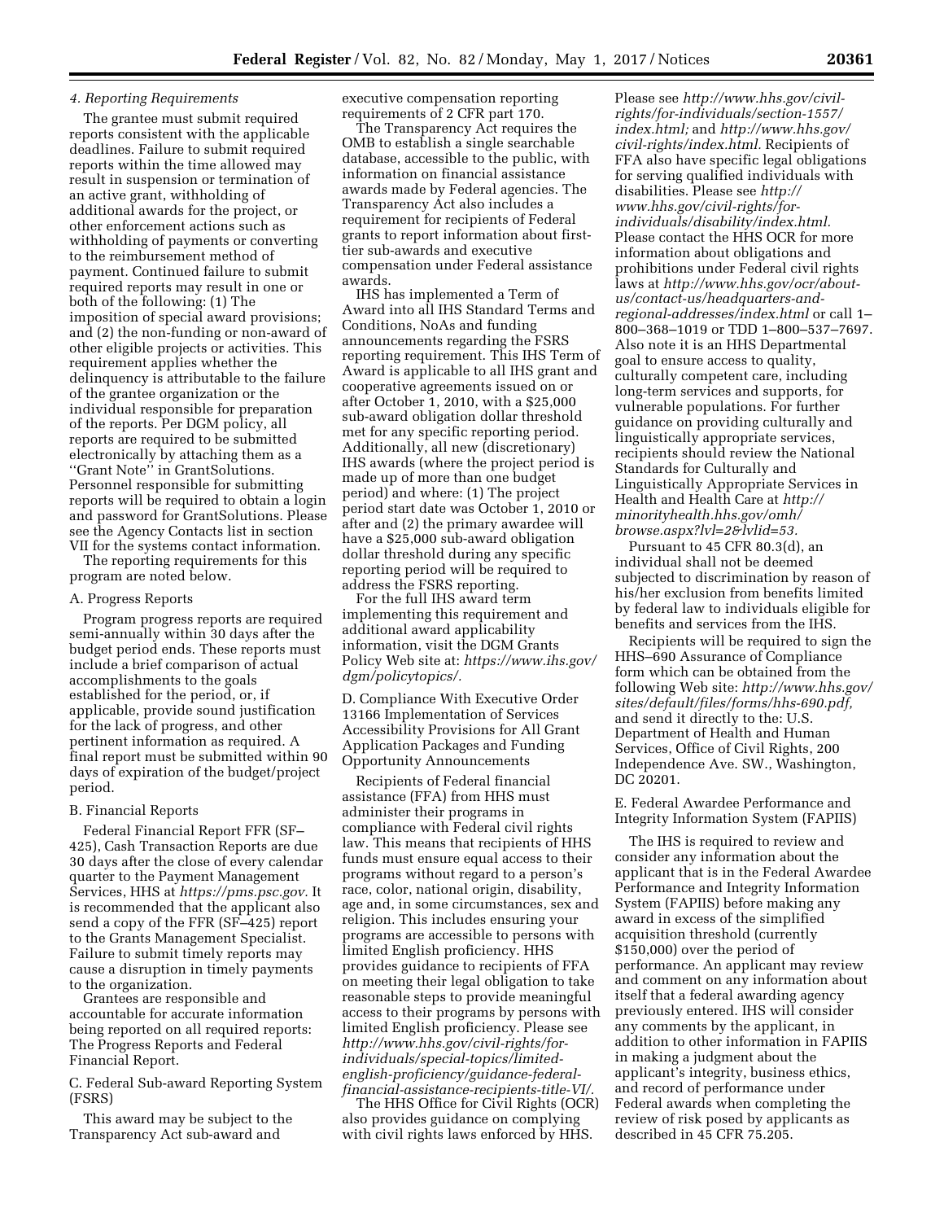### 4. Reporting Requirements

The grantee must submit required reports consistent with the applicable deadlines. Failure to submit required reports within the time allowed may result in suspension or termination of an active grant, withholding of additional awards for the project, or other enforcement actions such as withholding of payments or converting to the reimbursement method of payment. Continued failure to submit required reports may result in one or both of the following: (1) The imposition of special award provisions; and (2) the non-funding or non-award of other eligible projects or activities. This requirement applies whether the delinquency is attributable to the failure of the grantee organization or the individual responsible for preparation of the reports. Per DGM policy, all reports are required to be submitted electronically by attaching them as a ''Grant Note'' in GrantSolutions. Personnel responsible for submitting reports will be required to obtain a login and password for GrantSolutions. Please see the Agency Contacts list in section VII for the systems contact information.

The reporting requirements for this program are noted below.

A. Progress Reports

Program progress reports are required semi-annually within 30 days after the budget period ends. These reports must include a brief comparison of actual accomplishments to the goals established for the period, or, if applicable, provide sound justification for the lack of progress, and other pertinent information as required. A final report must be submitted within 90 days of expiration of the budget/project period.

B. Financial Reports

Federal Financial Report FFR (SF–425), Cash Transaction Reports are due 30 days after the close of every calendar quarter to the Payment Management Services, HHS at *https://pms.psc.gov.* It is recommended that the applicant also send a copy of the FFR (SF–425) report to the Grants Management Specialist. Failure to submit timely reports may cause a disruption in timely payments to the organization.

Grantees are responsible and accountable for accurate information being reported on all required reports: The Progress Reports and Federal Financial Report.

C. Federal Sub-award Reporting System (FSRS)

This award may be subject to the Transparency Act sub-award and executive compensation reporting requirements of 2 CFR part 170.

The Transparency Act requires the OMB to establish a single searchable database, accessible to the public, with information on financial assistance awards made by Federal agencies. The Transparency Act also includes a requirement for recipients of Federal grants to report information about first-tier sub-awards and executive compensation under Federal assistance awards.

IHS has implemented a Term of Award into all IHS Standard Terms and Conditions, NoAs and funding announcements regarding the FSRS reporting requirement. This IHS Term of Award is applicable to all IHS grant and cooperative agreements issued on or after October 1, 2010, with a $25,000 sub-award obligation dollar threshold met for any specific reporting period. Additionally, all new (discretionary) IHS awards (where the project period is made up of more than one budget period) and where: (1) The project period start date was October 1, 2010 or after and (2) the primary awardee will have a $25,000 sub-award obligation dollar threshold during any specific reporting period will be required to address the FSRS reporting.

For the full IHS award term implementing this requirement and additional award applicability information, visit the DGM Grants Policy Web site at: *https://www.ihs.gov/dgm/policytopics/.*

D. Compliance With Executive Order 13166 Implementation of Services Accessibility Provisions for All Grant Application Packages and Funding Opportunity Announcements

Recipients of Federal financial assistance (FFA) from HHS must administer their programs in compliance with Federal civil rights law. This means that recipients of HHS funds must ensure equal access to their programs without regard to a person's race, color, national origin, disability, age and, in some circumstances, sex and religion. This includes ensuring your programs are accessible to persons with limited English proficiency. HHS provides guidance to recipients of FFA on meeting their legal obligation to take reasonable steps to provide meaningful access to their programs by persons with limited English proficiency. Please see *http://www.hhs.gov/civil-rights/for-individuals/special-topics/limited-english-proficiency/guidance-federal-financial-assistance-recipients-title-VI/.*

The HHS Office for Civil Rights (OCR) also provides guidance on complying with civil rights laws enforced by HHS. Please see *http://www.hhs.gov/civil-rights/for-individuals/section-1557/index.html;* and *http://www.hhs.gov/civil-rights/index.html.* Recipients of FFA also have specific legal obligations for serving qualified individuals with disabilities. Please see *http://www.hhs.gov/civil-rights/for-individuals/disability/index.html.* Please contact the HHS OCR for more information about obligations and prohibitions under Federal civil rights laws at *http://www.hhs.gov/ocr/about-us/contact-us/headquarters-and-regional-addresses/index.html* or call 1–800–368–1019 or TDD 1–800–537–7697. Also note it is an HHS Departmental goal to ensure access to quality, culturally competent care, including long-term services and supports, for vulnerable populations. For further guidance on providing culturally and linguistically appropriate services, recipients should review the National Standards for Culturally and Linguistically Appropriate Services in Health and Health Care at *http://minorityhealth.hhs.gov/omh/browse.aspx?lvl=2&lvlid=53.*

Pursuant to 45 CFR 80.3(d), an individual shall not be deemed subjected to discrimination by reason of his/her exclusion from benefits limited by federal law to individuals eligible for benefits and services from the IHS.

Recipients will be required to sign the HHS–690 Assurance of Compliance form which can be obtained from the following Web site: *http://www.hhs.gov/sites/default/files/forms/hhs-690.pdf,* and send it directly to the: U.S. Department of Health and Human Services, Office of Civil Rights, 200 Independence Ave. SW., Washington, DC 20201.

E. Federal Awardee Performance and Integrity Information System (FAPIIS)

The IHS is required to review and consider any information about the applicant that is in the Federal Awardee Performance and Integrity Information System (FAPIIS) before making any award in excess of the simplified acquisition threshold (currently $150,000) over the period of performance. An applicant may review and comment on any information about itself that a federal awarding agency previously entered. IHS will consider any comments by the applicant, in addition to other information in FAPIIS in making a judgment about the applicant's integrity, business ethics, and record of performance under Federal awards when completing the review of risk posed by applicants as described in 45 CFR 75.205.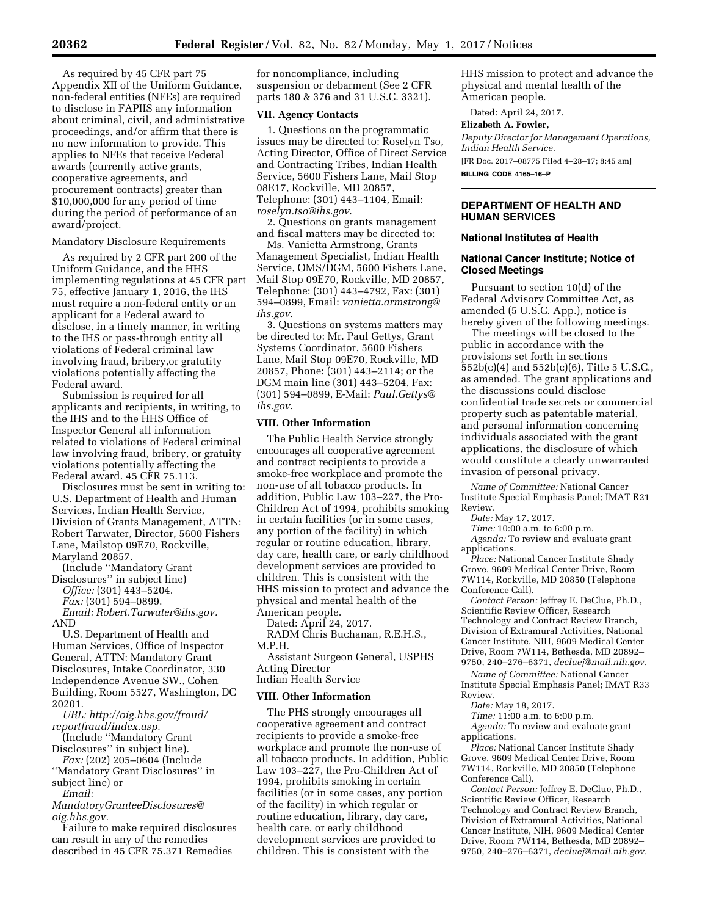As required by 45 CFR part 75 Appendix XII of the Uniform Guidance, non-federal entities (NFEs) are required to disclose in FAPIIS any information about criminal, civil, and administrative proceedings, and/or affirm that there is no new information to provide. This applies to NFEs that receive Federal awards (currently active grants, cooperative agreements, and procurement contracts) greater than $10,000,000 for any period of time during the period of performance of an award/project.

Mandatory Disclosure Requirements

As required by 2 CFR part 200 of the Uniform Guidance, and the HHS implementing regulations at 45 CFR part 75, effective January 1, 2016, the IHS must require a non-federal entity or an applicant for a Federal award to disclose, in a timely manner, in writing to the IHS or pass-through entity all violations of Federal criminal law involving fraud, bribery,or gratutity violations potentially affecting the Federal award.

Submission is required for all applicants and recipients, in writing, to the IHS and to the HHS Office of Inspector General all information related to violations of Federal criminal law involving fraud, bribery, or gratuity violations potentially affecting the Federal award. 45 CFR 75.113.

Disclosures must be sent in writing to: U.S. Department of Health and Human Services, Indian Health Service, Division of Grants Management, ATTN: Robert Tarwater, Director, 5600 Fishers Lane, Mailstop 09E70, Rockville, Maryland 20857.

(Include ''Mandatory Grant Disclosures'' in subject line)

*Office:* (301) 443–5204.

*Fax:* (301) 594–0899.

*Email: Robert.Tarwater@ihs.gov.*

AND

U.S. Department of Health and Human Services, Office of Inspector General, ATTN: Mandatory Grant Disclosures, Intake Coordinator, 330 Independence Avenue SW., Cohen Building, Room 5527, Washington, DC 20201.

*URL: http://oig.hhs.gov/fraud/reportfraud/index.asp.*

(Include ''Mandatory Grant Disclosures'' in subject line).

*Fax:* (202) 205–0604 (Include ''Mandatory Grant Disclosures'' in subject line) or

*Email: MandatoryGranteeDisclosures@oig.hhs.gov.*

Failure to make required disclosures can result in any of the remedies described in 45 CFR 75.371 Remedies for noncompliance, including suspension or debarment (See 2 CFR parts 180 & 376 and 31 U.S.C. 3321).

## VII. Agency Contacts

1. Questions on the programmatic issues may be directed to: Roselyn Tso, Acting Director, Office of Direct Service and Contracting Tribes, Indian Health Service, 5600 Fishers Lane, Mail Stop 08E17, Rockville, MD 20857, Telephone: (301) 443–1104, Email: *roselyn.tso@ihs.gov*.

2. Questions on grants management and fiscal matters may be directed to:

Ms. Vanietta Armstrong, Grants Management Specialist, Indian Health Service, OMS/DGM, 5600 Fishers Lane, Mail Stop 09E70, Rockville, MD 20857, Telephone: (301) 443–4792, Fax: (301) 594–0899, Email: *vanietta.armstrong@ihs.gov*.

3. Questions on systems matters may be directed to: Mr. Paul Gettys, Grant Systems Coordinator, 5600 Fishers Lane, Mail Stop 09E70, Rockville, MD 20857, Phone: (301) 443–2114; or the DGM main line (301) 443–5204, Fax: (301) 594–0899, E-Mail: *Paul.Gettys@ihs.gov*.

## VIII. Other Information

The Public Health Service strongly encourages all cooperative agreement and contract recipients to provide a smoke-free workplace and promote the non-use of all tobacco products. In addition, Public Law 103–227, the Pro-Children Act of 1994, prohibits smoking in certain facilities (or in some cases, any portion of the facility) in which regular or routine education, library, day care, health care, or early childhood development services are provided to children. This is consistent with the HHS mission to protect and advance the physical and mental health of the American people.

Dated: April 24, 2017.

RADM Chris Buchanan, R.E.H.S., M.P.H.

Assistant Surgeon General, USPHS Acting Director

Indian Health Service

## VIII. Other Information

The PHS strongly encourages all cooperative agreement and contract recipients to provide a smoke-free workplace and promote the non-use of all tobacco products. In addition, Public Law 103–227, the Pro-Children Act of 1994, prohibits smoking in certain facilities (or in some cases, any portion of the facility) in which regular or routine education, library, day care, health care, or early childhood development services are provided to children. This is consistent with the HHS mission to protect and advance the physical and mental health of the American people.

Dated: April 24, 2017.

**Elizabeth A. Fowler,**

*Deputy Director for Management Operations, Indian Health Service.*

[FR Doc. 2017–08775 Filed 4–28–17; 8:45 am]

**BILLING CODE 4165–16–P**

---

# DEPARTMENT OF HEALTH AND HUMAN SERVICES

## National Institutes of Health

## National Cancer Institute; Notice of Closed Meetings

Pursuant to section 10(d) of the Federal Advisory Committee Act, as amended (5 U.S.C. App.), notice is hereby given of the following meetings.

The meetings will be closed to the public in accordance with the provisions set forth in sections 552b(c)(4) and 552b(c)(6), Title 5 U.S.C., as amended. The grant applications and the discussions could disclose confidential trade secrets or commercial property such as patentable material, and personal information concerning individuals associated with the grant applications, the disclosure of which would constitute a clearly unwarranted invasion of personal privacy.

*Name of Committee:* National Cancer Institute Special Emphasis Panel; IMAT R21 Review.

*Date:* May 17, 2017.

*Time:* 10:00 a.m. to 6:00 p.m.

*Agenda:* To review and evaluate grant applications.

*Place:* National Cancer Institute Shady Grove, 9609 Medical Center Drive, Room 7W114, Rockville, MD 20850 (Telephone Conference Call).

*Contact Person:* Jeffrey E. DeClue, Ph.D., Scientific Review Officer, Research Technology and Contract Review Branch, Division of Extramural Activities, National Cancer Institute, NIH, 9609 Medical Center Drive, Room 7W114, Bethesda, MD 20892–9750, 240–276–6371, *decluej@mail.nih.gov.*

*Name of Committee:* National Cancer Institute Special Emphasis Panel; IMAT R33 Review.

*Date:* May 18, 2017.

*Time:* 11:00 a.m. to 6:00 p.m.

*Agenda:* To review and evaluate grant applications.

*Place:* National Cancer Institute Shady Grove, 9609 Medical Center Drive, Room 7W114, Rockville, MD 20850 (Telephone Conference Call).

*Contact Person:* Jeffrey E. DeClue, Ph.D., Scientific Review Officer, Research Technology and Contract Review Branch, Division of Extramural Activities, National Cancer Institute, NIH, 9609 Medical Center Drive, Room 7W114, Bethesda, MD 20892–9750, 240–276–6371, *decluej@mail.nih.gov.*